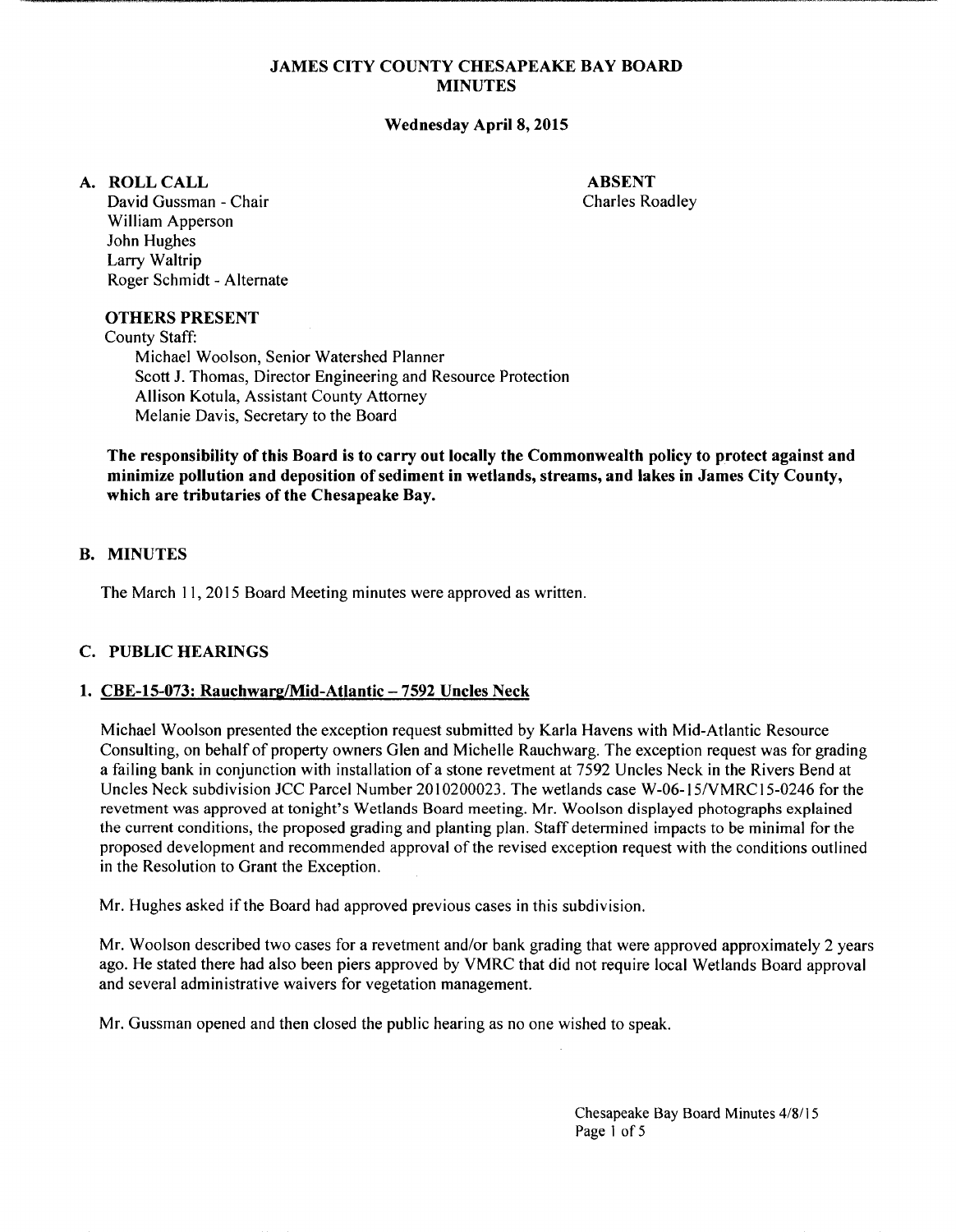# JAMES CITY COUNTY CHESAPEAKE BAY BOARD MINUTES

**Wednesday April 8, 2015**

## A. ROLL CALL

David Gussman - Chair
William Apperson
John Hughes
Larry Waltrip
Roger Schmidt - Alternate

**ABSENT**
Charles Roadley

**OTHERS PRESENT**

County Staff:
Michael Woolson, Senior Watershed Planner
Scott J. Thomas, Director Engineering and Resource Protection
Allison Kotula, Assistant County Attorney
Melanie Davis, Secretary to the Board

**The responsibility of this Board is to carry out locally the Commonwealth policy to protect against and minimize pollution and deposition of sediment in wetlands, streams, and lakes in James City County, which are tributaries of the Chesapeake Bay.**

## B. MINUTES

The March 11, 2015 Board Meeting minutes were approved as written.

## C. PUBLIC HEARINGS

### 1. CBE-15-073: Rauchwarg/Mid-Atlantic – 7592 Uncles Neck

Michael Woolson presented the exception request submitted by Karla Havens with Mid-Atlantic Resource Consulting, on behalf of property owners Glen and Michelle Rauchwarg. The exception request was for grading a failing bank in conjunction with installation of a stone revetment at 7592 Uncles Neck in the Rivers Bend at Uncles Neck subdivision JCC Parcel Number 2010200023. The wetlands case W-06-15/VMRC15-0246 for the revetment was approved at tonight's Wetlands Board meeting. Mr. Woolson displayed photographs explained the current conditions, the proposed grading and planting plan. Staff determined impacts to be minimal for the proposed development and recommended approval of the revised exception request with the conditions outlined in the Resolution to Grant the Exception.

Mr. Hughes asked if the Board had approved previous cases in this subdivision.

Mr. Woolson described two cases for a revetment and/or bank grading that were approved approximately 2 years ago. He stated there had also been piers approved by VMRC that did not require local Wetlands Board approval and several administrative waivers for vegetation management.

Mr. Gussman opened and then closed the public hearing as no one wished to speak.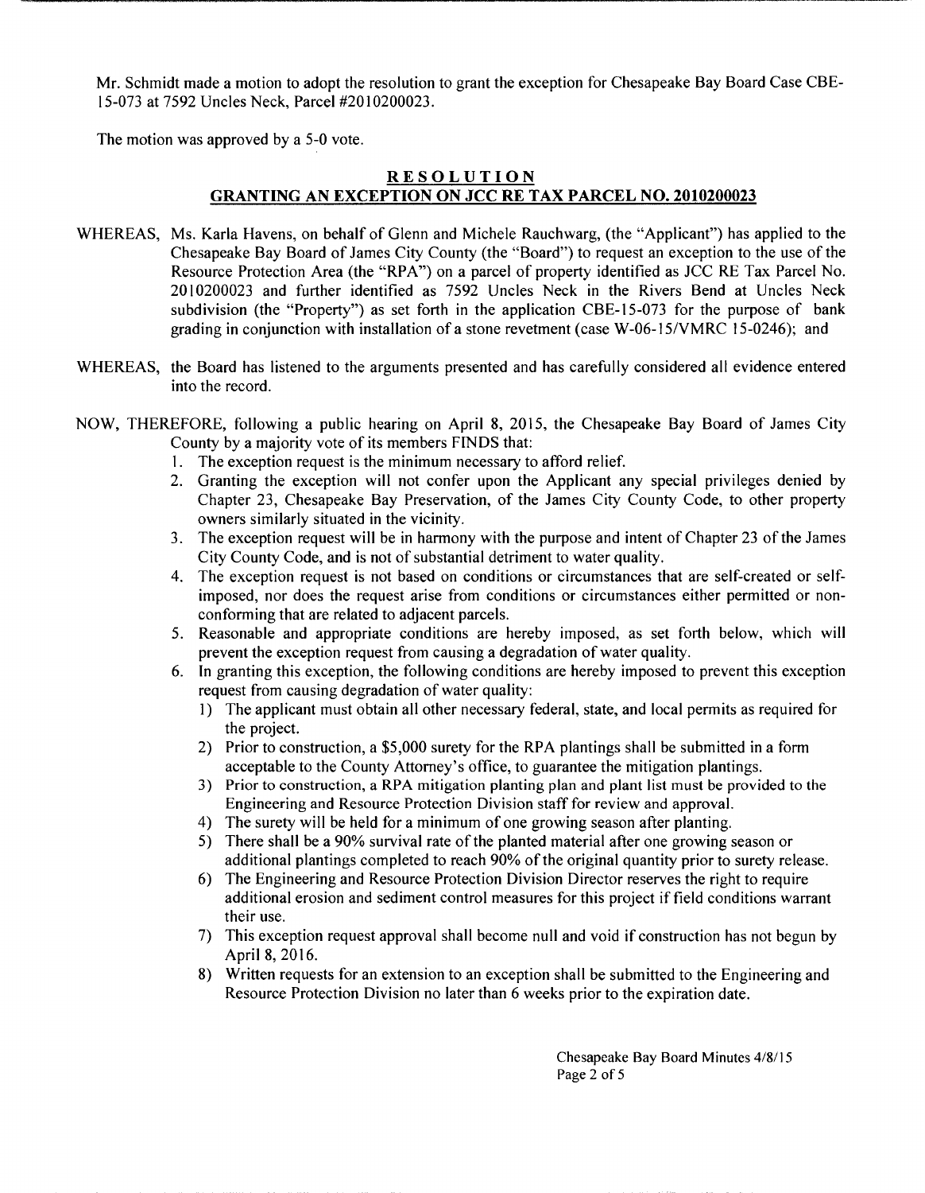Mr. Schmidt made a motion to adopt the resolution to grant the exception for Chesapeake Bay Board Case CBE-15-073 at 7592 Uncles Neck, Parcel #2010200023.

The motion was approved by a 5-0 vote.

## RESOLUTION

## GRANTING AN EXCEPTION ON JCC RE TAX PARCEL NO. 2010200023

WHEREAS, Ms. Karla Havens, on behalf of Glenn and Michele Rauchwarg, (the "Applicant") has applied to the Chesapeake Bay Board of James City County (the "Board") to request an exception to the use of the Resource Protection Area (the "RPA") on a parcel of property identified as JCC RE Tax Parcel No. 2010200023 and further identified as 7592 Uncles Neck in the Rivers Bend at Uncles Neck subdivision (the "Property") as set forth in the application CBE-15-073 for the purpose of bank grading in conjunction with installation of a stone revetment (case W-06-15/VMRC 15-0246); and

WHEREAS, the Board has listened to the arguments presented and has carefully considered all evidence entered into the record.

NOW, THEREFORE, following a public hearing on April 8, 2015, the Chesapeake Bay Board of James City County by a majority vote of its members FINDS that:

1. The exception request is the minimum necessary to afford relief.
2. Granting the exception will not confer upon the Applicant any special privileges denied by Chapter 23, Chesapeake Bay Preservation, of the James City County Code, to other property owners similarly situated in the vicinity.
3. The exception request will be in harmony with the purpose and intent of Chapter 23 of the James City County Code, and is not of substantial detriment to water quality.
4. The exception request is not based on conditions or circumstances that are self-created or self-imposed, nor does the request arise from conditions or circumstances either permitted or non-conforming that are related to adjacent parcels.
5. Reasonable and appropriate conditions are hereby imposed, as set forth below, which will prevent the exception request from causing a degradation of water quality.
6. In granting this exception, the following conditions are hereby imposed to prevent this exception request from causing degradation of water quality:
   1) The applicant must obtain all other necessary federal, state, and local permits as required for the project.
   2) Prior to construction, a $5,000 surety for the RPA plantings shall be submitted in a form acceptable to the County Attorney's office, to guarantee the mitigation plantings.
   3) Prior to construction, a RPA mitigation planting plan and plant list must be provided to the Engineering and Resource Protection Division staff for review and approval.
   4) The surety will be held for a minimum of one growing season after planting.
   5) There shall be a 90% survival rate of the planted material after one growing season or additional plantings completed to reach 90% of the original quantity prior to surety release.
   6) The Engineering and Resource Protection Division Director reserves the right to require additional erosion and sediment control measures for this project if field conditions warrant their use.
   7) This exception request approval shall become null and void if construction has not begun by April 8, 2016.
   8) Written requests for an extension to an exception shall be submitted to the Engineering and Resource Protection Division no later than 6 weeks prior to the expiration date.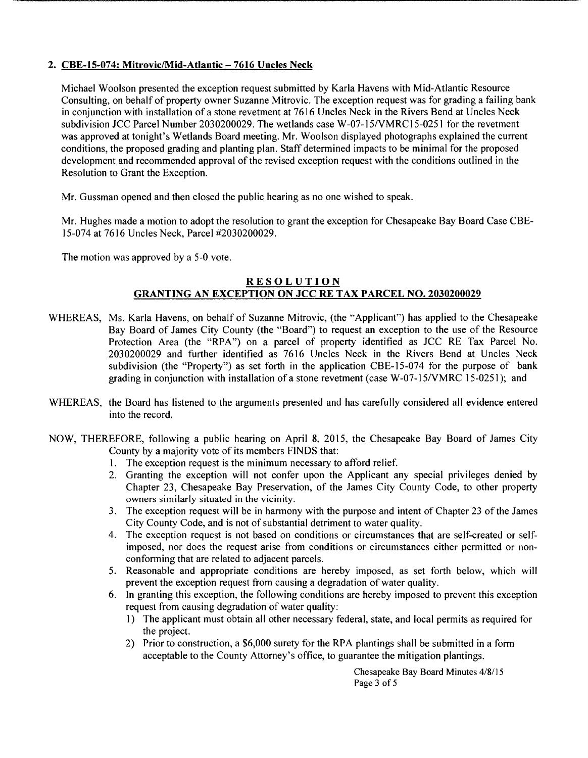## 2. CBE-15-074: Mitrovic/Mid-Atlantic – 7616 Uncles Neck

Michael Woolson presented the exception request submitted by Karla Havens with Mid-Atlantic Resource Consulting, on behalf of property owner Suzanne Mitrovic. The exception request was for grading a failing bank in conjunction with installation of a stone revetment at 7616 Uncles Neck in the Rivers Bend at Uncles Neck subdivision JCC Parcel Number 2030200029. The wetlands case W-07-15/VMRC15-0251 for the revetment was approved at tonight's Wetlands Board meeting. Mr. Woolson displayed photographs explained the current conditions, the proposed grading and planting plan. Staff determined impacts to be minimal for the proposed development and recommended approval of the revised exception request with the conditions outlined in the Resolution to Grant the Exception.

Mr. Gussman opened and then closed the public hearing as no one wished to speak.

Mr. Hughes made a motion to adopt the resolution to grant the exception for Chesapeake Bay Board Case CBE-15-074 at 7616 Uncles Neck, Parcel #2030200029.

The motion was approved by a 5-0 vote.

### RESOLUTION
### GRANTING AN EXCEPTION ON JCC RE TAX PARCEL NO. 2030200029

WHEREAS, Ms. Karla Havens, on behalf of Suzanne Mitrovic, (the "Applicant") has applied to the Chesapeake Bay Board of James City County (the "Board") to request an exception to the use of the Resource Protection Area (the "RPA") on a parcel of property identified as JCC RE Tax Parcel No. 2030200029 and further identified as 7616 Uncles Neck in the Rivers Bend at Uncles Neck subdivision (the "Property") as set forth in the application CBE-15-074 for the purpose of bank grading in conjunction with installation of a stone revetment (case W-07-15/VMRC 15-0251); and

WHEREAS, the Board has listened to the arguments presented and has carefully considered all evidence entered into the record.

NOW, THEREFORE, following a public hearing on April 8, 2015, the Chesapeake Bay Board of James City County by a majority vote of its members FINDS that:

1. The exception request is the minimum necessary to afford relief.
2. Granting the exception will not confer upon the Applicant any special privileges denied by Chapter 23, Chesapeake Bay Preservation, of the James City County Code, to other property owners similarly situated in the vicinity.
3. The exception request will be in harmony with the purpose and intent of Chapter 23 of the James City County Code, and is not of substantial detriment to water quality.
4. The exception request is not based on conditions or circumstances that are self-created or self-imposed, nor does the request arise from conditions or circumstances either permitted or non-conforming that are related to adjacent parcels.
5. Reasonable and appropriate conditions are hereby imposed, as set forth below, which will prevent the exception request from causing a degradation of water quality.
6. In granting this exception, the following conditions are hereby imposed to prevent this exception request from causing degradation of water quality:
   1) The applicant must obtain all other necessary federal, state, and local permits as required for the project.
   2) Prior to construction, a $6,000 surety for the RPA plantings shall be submitted in a form acceptable to the County Attorney's office, to guarantee the mitigation plantings.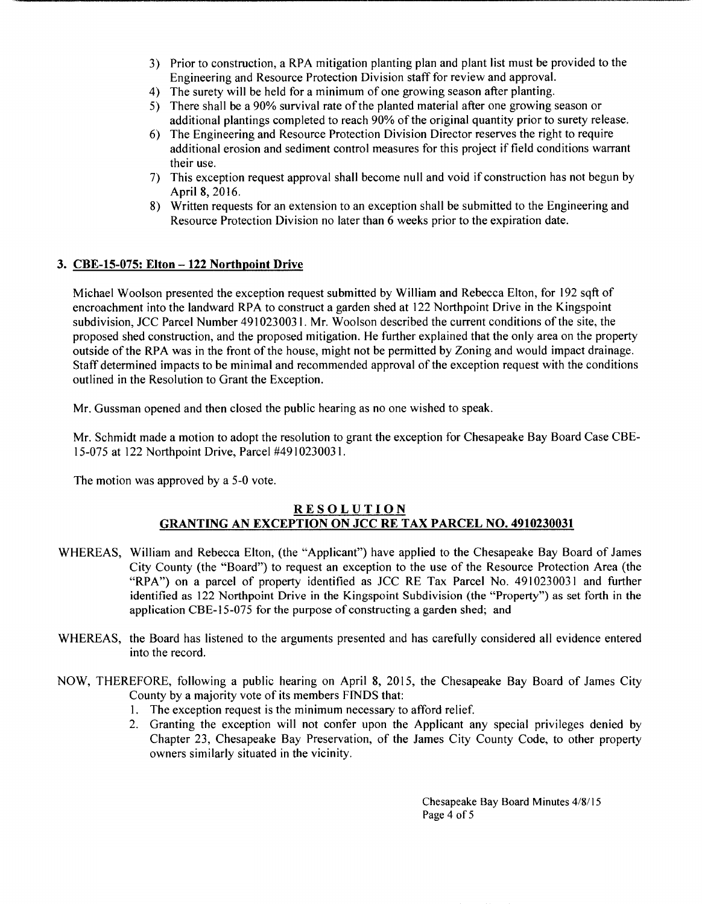3) Prior to construction, a RPA mitigation planting plan and plant list must be provided to the Engineering and Resource Protection Division staff for review and approval.
4) The surety will be held for a minimum of one growing season after planting.
5) There shall be a 90% survival rate of the planted material after one growing season or additional plantings completed to reach 90% of the original quantity prior to surety release.
6) The Engineering and Resource Protection Division Director reserves the right to require additional erosion and sediment control measures for this project if field conditions warrant their use.
7) This exception request approval shall become null and void if construction has not begun by April 8, 2016.
8) Written requests for an extension to an exception shall be submitted to the Engineering and Resource Protection Division no later than 6 weeks prior to the expiration date.

### 3. CBE-15-075: Elton – 122 Northpoint Drive

Michael Woolson presented the exception request submitted by William and Rebecca Elton, for 192 sqft of encroachment into the landward RPA to construct a garden shed at 122 Northpoint Drive in the Kingspoint subdivision, JCC Parcel Number 4910230031. Mr. Woolson described the current conditions of the site, the proposed shed construction, and the proposed mitigation. He further explained that the only area on the property outside of the RPA was in the front of the house, might not be permitted by Zoning and would impact drainage. Staff determined impacts to be minimal and recommended approval of the exception request with the conditions outlined in the Resolution to Grant the Exception.

Mr. Gussman opened and then closed the public hearing as no one wished to speak.

Mr. Schmidt made a motion to adopt the resolution to grant the exception for Chesapeake Bay Board Case CBE-15-075 at 122 Northpoint Drive, Parcel #4910230031.

The motion was approved by a 5-0 vote.

## RESOLUTION
## GRANTING AN EXCEPTION ON JCC RE TAX PARCEL NO. 4910230031

WHEREAS, William and Rebecca Elton, (the "Applicant") have applied to the Chesapeake Bay Board of James City County (the "Board") to request an exception to the use of the Resource Protection Area (the "RPA") on a parcel of property identified as JCC RE Tax Parcel No. 4910230031 and further identified as 122 Northpoint Drive in the Kingspoint Subdivision (the "Property") as set forth in the application CBE-15-075 for the purpose of constructing a garden shed; and

WHEREAS, the Board has listened to the arguments presented and has carefully considered all evidence entered into the record.

NOW, THEREFORE, following a public hearing on April 8, 2015, the Chesapeake Bay Board of James City County by a majority vote of its members FINDS that:

1. The exception request is the minimum necessary to afford relief.
2. Granting the exception will not confer upon the Applicant any special privileges denied by Chapter 23, Chesapeake Bay Preservation, of the James City County Code, to other property owners similarly situated in the vicinity.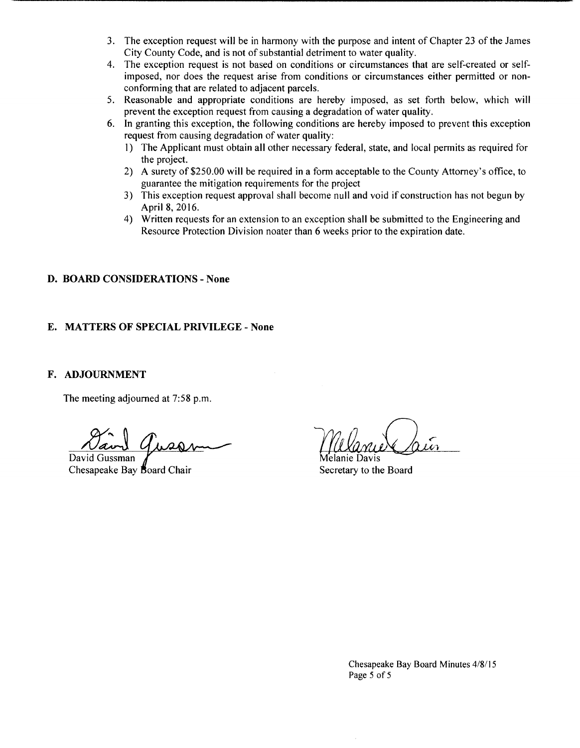3. The exception request will be in harmony with the purpose and intent of Chapter 23 of the James City County Code, and is not of substantial detriment to water quality.
4. The exception request is not based on conditions or circumstances that are self-created or self-imposed, nor does the request arise from conditions or circumstances either permitted or non-conforming that are related to adjacent parcels.
5. Reasonable and appropriate conditions are hereby imposed, as set forth below, which will prevent the exception request from causing a degradation of water quality.
6. In granting this exception, the following conditions are hereby imposed to prevent this exception request from causing degradation of water quality:
   1) The Applicant must obtain all other necessary federal, state, and local permits as required for the project.
   2) A surety of $250.00 will be required in a form acceptable to the County Attorney's office, to guarantee the mitigation requirements for the project
   3) This exception request approval shall become null and void if construction has not begun by April 8, 2016.
   4) Written requests for an extension to an exception shall be submitted to the Engineering and Resource Protection Division noater than 6 weeks prior to the expiration date.

## D. BOARD CONSIDERATIONS - None

## E. MATTERS OF SPECIAL PRIVILEGE - None

## F. ADJOURNMENT

The meeting adjourned at 7:58 p.m.

David Gussman
Chesapeake Bay Board Chair

Melanie Davis
Secretary to the Board

Chesapeake Bay Board Minutes 4/8/15